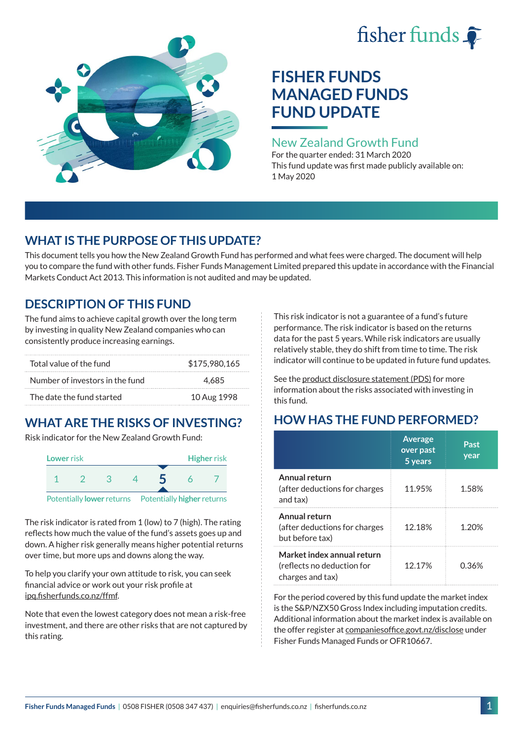fisher funds

# FISHER FUNDS MANAGED FUNDS FUND UPDATE

## New Zealand Growth Fund

For the quarter ended: 31 March 2020

This fund update was first made publicly available on: 1 May 2020

## WHAT IS THE PURPOSE OF THIS UPDATE?

This document tells you how the New Zealand Growth Fund has performed and what fees were charged. The document will help you to compare the fund with other funds. Fisher Funds Management Limited prepared this update in accordance with the Financial Markets Conduct Act 2013. This information is not audited and may be updated.

## DESCRIPTION OF THIS FUND

The fund aims to achieve capital growth over the long term by investing in quality New Zealand companies who can consistently produce increasing earnings.

| | |
|---|---|
| Total value of the fund | $175,980,165 |
| Number of investors in the fund | 4,685 |
| The date the fund started | 10 Aug 1998 |

## WHAT ARE THE RISKS OF INVESTING?

Risk indicator for the New Zealand Growth Fund:

Lower risk — Higher risk

1 2 3 4 **5** 6 7

Potentially lower returns — Potentially higher returns

The risk indicator is rated from 1 (low) to 7 (high). The rating reflects how much the value of the fund's assets goes up and down. A higher risk generally means higher potential returns over time, but more ups and downs along the way.

To help you clarify your own attitude to risk, you can seek financial advice or work out your risk profile at ipq.fisherfunds.co.nz/ffmf.

Note that even the lowest category does not mean a risk-free investment, and there are other risks that are not captured by this rating.

This risk indicator is not a guarantee of a fund's future performance. The risk indicator is based on the returns data for the past 5 years. While risk indicators are usually relatively stable, they do shift from time to time. The risk indicator will continue to be updated in future fund updates.

See the product disclosure statement (PDS) for more information about the risks associated with investing in this fund.

## HOW HAS THE FUND PERFORMED?

| | Average over past 5 years | Past year |
|---|---|---|
| **Annual return** (after deductions for charges and tax) | 11.95% | 1.58% |
| **Annual return** (after deductions for charges but before tax) | 12.18% | 1.20% |
| **Market index annual return** (reflects no deduction for charges and tax) | 12.17% | 0.36% |

For the period covered by this fund update the market index is the S&P/NZX50 Gross Index including imputation credits. Additional information about the market index is available on the offer register at companiesoffice.govt.nz/disclose under Fisher Funds Managed Funds or OFR10667.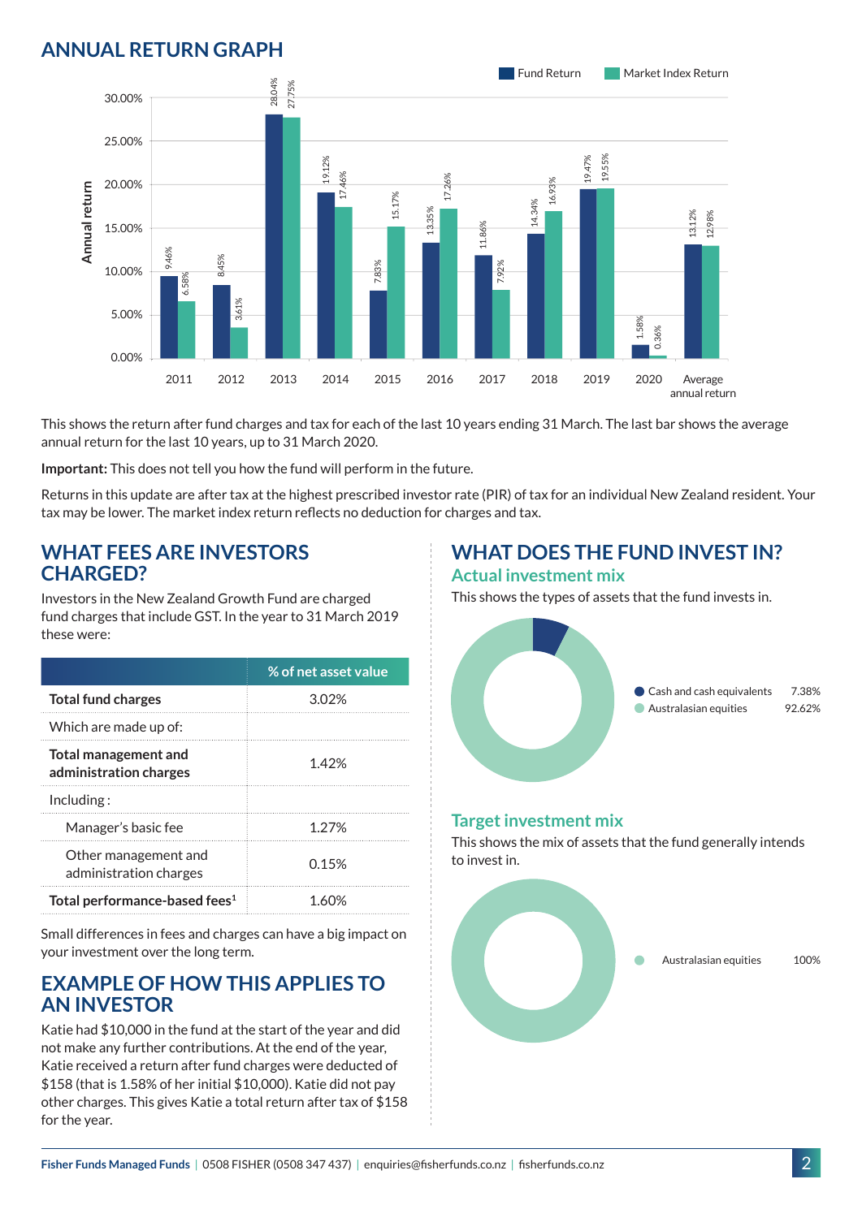## ANNUAL RETURN GRAPH

| Year | Fund Return | Market Index Return |
|---|---|---|
| 2011 | 9.46% | 6.58% |
| 2012 | 8.45% | 3.61% |
| 2013 | 28.04% | 27.75% |
| 2014 | 19.12% | 17.46% |
| 2015 | 7.83% | 15.17% |
| 2016 | 13.35% | 17.26% |
| 2017 | 11.86% | 7.92% |
| 2018 | 14.34% | 16.93% |
| 2019 | 19.47% | 19.55% |
| 2020 | 1.58% | 0.36% |
| Average annual return | 13.12% | 12.98% |

This shows the return after fund charges and tax for each of the last 10 years ending 31 March. The last bar shows the average annual return for the last 10 years, up to 31 March 2020.

**Important:** This does not tell you how the fund will perform in the future.

Returns in this update are after tax at the highest prescribed investor rate (PIR) of tax for an individual New Zealand resident. Your tax may be lower. The market index return reflects no deduction for charges and tax.

## WHAT FEES ARE INVESTORS CHARGED?

Investors in the New Zealand Growth Fund are charged fund charges that include GST. In the year to 31 March 2019 these were:

| | % of net asset value |
|---|---|
| **Total fund charges** | 3.02% |
| Which are made up of: | |
| **Total management and administration charges** | 1.42% |
| Including : | |
| Manager's basic fee | 1.27% |
| Other management and administration charges | 0.15% |
| **Total performance-based fees[1]** | 1.60% |

Small differences in fees and charges can have a big impact on your investment over the long term.

## EXAMPLE OF HOW THIS APPLIES TO AN INVESTOR

Katie had $10,000 in the fund at the start of the year and did not make any further contributions. At the end of the year, Katie received a return after fund charges were deducted of $158 (that is 1.58% of her initial $10,000). Katie did not pay other charges. This gives Katie a total return after tax of $158 for the year.

## WHAT DOES THE FUND INVEST IN?

### Actual investment mix

This shows the types of assets that the fund invests in.

| Asset | % |
|---|---|
| Cash and cash equivalents | 7.38% |
| Australasian equities | 92.62% |

### Target investment mix

This shows the mix of assets that the fund generally intends to invest in.

| Asset | % |
|---|---|
| Australasian equities | 100% |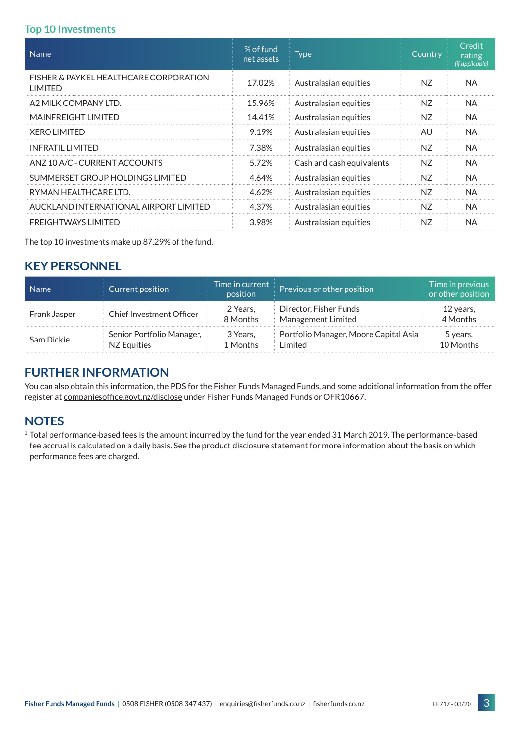## Top 10 Investments

| Name | % of fund net assets | Type | Country | Credit rating *(if applicable)* |
|---|---|---|---|---|
| FISHER & PAYKEL HEALTHCARE CORPORATION LIMITED | 17.02% | Australasian equities | NZ | NA |
| A2 MILK COMPANY LTD. | 15.96% | Australasian equities | NZ | NA |
| MAINFREIGHT LIMITED | 14.41% | Australasian equities | NZ | NA |
| XERO LIMITED | 9.19% | Australasian equities | AU | NA |
| INFRATIL LIMITED | 7.38% | Australasian equities | NZ | NA |
| ANZ 10 A/C - CURRENT ACCOUNTS | 5.72% | Cash and cash equivalents | NZ | NA |
| SUMMERSET GROUP HOLDINGS LIMITED | 4.64% | Australasian equities | NZ | NA |
| RYMAN HEALTHCARE LTD. | 4.62% | Australasian equities | NZ | NA |
| AUCKLAND INTERNATIONAL AIRPORT LIMITED | 4.37% | Australasian equities | NZ | NA |
| FREIGHTWAYS LIMITED | 3.98% | Australasian equities | NZ | NA |

The top 10 investments make up 87.29% of the fund.

## KEY PERSONNEL

| Name | Current position | Time in current position | Previous or other position | Time in previous or other position |
|---|---|---|---|---|
| Frank Jasper | Chief Investment Officer | 2 Years, 8 Months | Director, Fisher Funds Management Limited | 12 years, 4 Months |
| Sam Dickie | Senior Portfolio Manager, NZ Equities | 3 Years, 1 Months | Portfolio Manager, Moore Capital Asia Limited | 5 years, 10 Months |

## FURTHER INFORMATION

You can also obtain this information, the PDS for the Fisher Funds Managed Funds, and some additional information from the offer register at companiesoffice.govt.nz/disclose under Fisher Funds Managed Funds or OFR10667.

## NOTES

[1] Total performance-based fees is the amount incurred by the fund for the year ended 31 March 2019. The performance-based fee accrual is calculated on a daily basis. See the product disclosure statement for more information about the basis on which performance fees are charged.